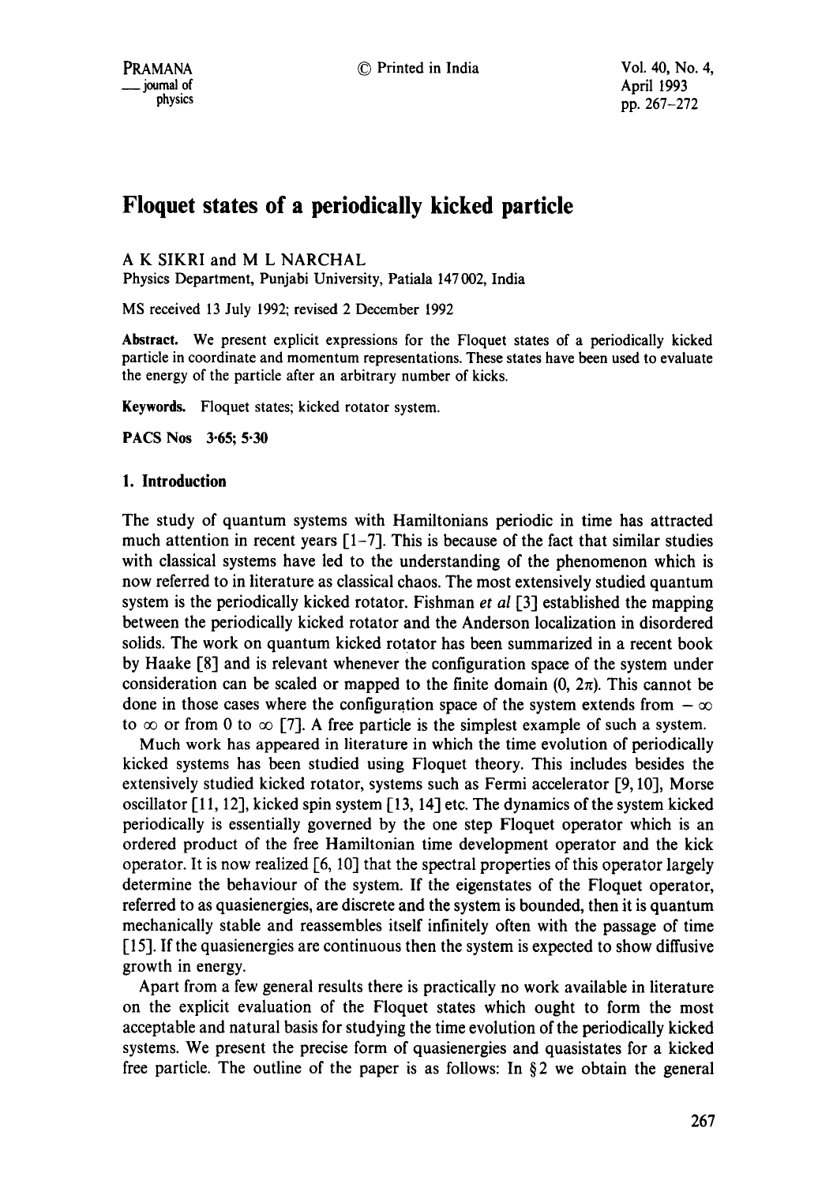# Floquet states of a periodically kicked particle

A K SIKRI and M L NARCHAL

Physics Department, Punjabi University, Patiala 147 002, India

MS received 13 July 1992; revised 2 December 1992

**Abstract.** We present explicit expressions for the Floquet states of a periodically kicked particle in coordinate and momentum representations. These states have been used to evaluate the energy of the particle after an arbitrary number of kicks.

**Keywords.** Floquet states; kicked rotator system.

**PACS Nos** 3·65; 5·30

## 1. Introduction

The study of quantum systems with Hamiltonians periodic in time has attracted much attention in recent years [1–7]. This is because of the fact that similar studies with classical systems have led to the understanding of the phenomenon which is now referred to in literature as classical chaos. The most extensively studied quantum system is the periodically kicked rotator. Fishman *et al* [3] established the mapping between the periodically kicked rotator and the Anderson localization in disordered solids. The work on quantum kicked rotator has been summarized in a recent book by Haake [8] and is relevant whenever the configuration space of the system under consideration can be scaled or mapped to the finite domain $(0, 2\pi)$. This cannot be done in those cases where the configuration space of the system extends from $-\infty$ to $\infty$ or from 0 to $\infty$ [7]. A free particle is the simplest example of such a system.

Much work has appeared in literature in which the time evolution of periodically kicked systems has been studied using Floquet theory. This includes besides the extensively studied kicked rotator, systems such as Fermi accelerator [9, 10], Morse oscillator [11, 12], kicked spin system [13, 14] etc. The dynamics of the system kicked periodically is essentially governed by the one step Floquet operator which is an ordered product of the free Hamiltonian time development operator and the kick operator. It is now realized [6, 10] that the spectral properties of this operator largely determine the behaviour of the system. If the eigenstates of the Floquet operator, referred to as quasienergies, are discrete and the system is bounded, then it is quantum mechanically stable and reassembles itself infinitely often with the passage of time [15]. If the quasienergies are continuous then the system is expected to show diffusive growth in energy.

Apart from a few general results there is practically no work available in literature on the explicit evaluation of the Floquet states which ought to form the most acceptable and natural basis for studying the time evolution of the periodically kicked systems. We present the precise form of quasienergies and quasistates for a kicked free particle. The outline of the paper is as follows: In §2 we obtain the general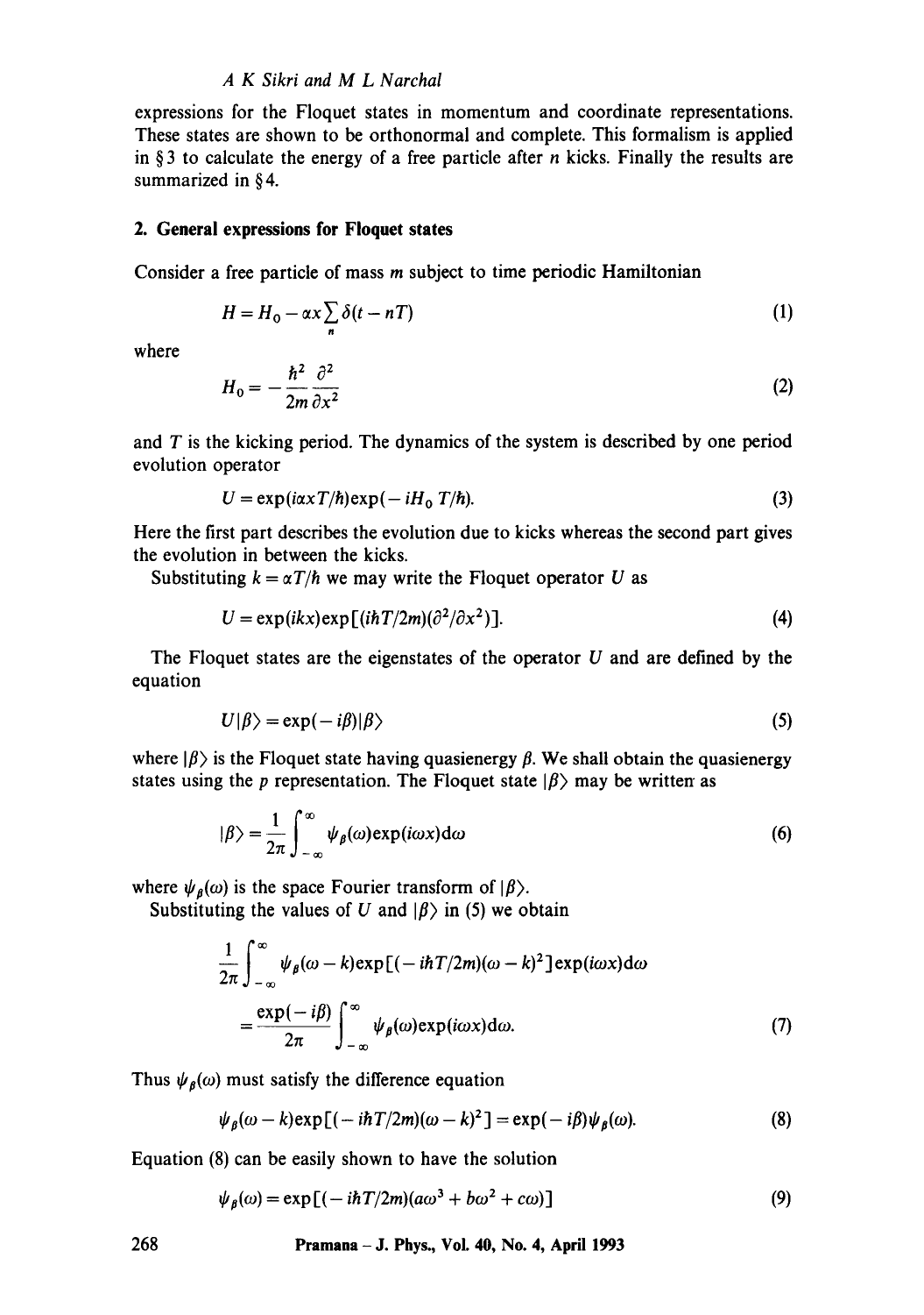expressions for the Floquet states in momentum and coordinate representations. These states are shown to be orthonormal and complete. This formalism is applied in § 3 to calculate the energy of a free particle after $n$ kicks. Finally the results are summarized in § 4.

## 2. General expressions for Floquet states

Consider a free particle of mass $m$ subject to time periodic Hamiltonian

$$H = H_0 - \alpha x \sum_n \delta(t - nT) \tag{1}$$

where

$$H_0 = -\frac{\hbar^2}{2m}\frac{\partial^2}{\partial x^2} \tag{2}$$

and $T$ is the kicking period. The dynamics of the system is described by one period evolution operator

$$U = \exp(i\alpha x T/\hbar)\exp(-iH_0 T/\hbar). \tag{3}$$

Here the first part describes the evolution due to kicks whereas the second part gives the evolution in between the kicks.

Substituting $k = \alpha T/\hbar$ we may write the Floquet operator $U$ as

$$U = \exp(ikx)\exp[(i\hbar T/2m)(\partial^2/\partial x^2)]. \tag{4}$$

The Floquet states are the eigenstates of the operator $U$ and are defined by the equation

$$U|\beta\rangle = \exp(-i\beta)|\beta\rangle \tag{5}$$

where $|\beta\rangle$ is the Floquet state having quasienergy $\beta$. We shall obtain the quasienergy states using the $p$ representation. The Floquet state $|\beta\rangle$ may be written as

$$|\beta\rangle = \frac{1}{2\pi}\int_{-\infty}^{\infty} \psi_\beta(\omega)\exp(i\omega x)\mathrm{d}\omega \tag{6}$$

where $\psi_\beta(\omega)$ is the space Fourier transform of $|\beta\rangle$.

Substituting the values of $U$ and $|\beta\rangle$ in (5) we obtain

$$\frac{1}{2\pi}\int_{-\infty}^{\infty} \psi_\beta(\omega - k)\exp[(-i\hbar T/2m)(\omega - k)^2]\exp(i\omega x)\mathrm{d}\omega = \frac{\exp(-i\beta)}{2\pi}\int_{-\infty}^{\infty} \psi_\beta(\omega)\exp(i\omega x)\mathrm{d}\omega. \tag{7}$$

Thus $\psi_\beta(\omega)$ must satisfy the difference equation

$$\psi_\beta(\omega - k)\exp[(-i\hbar T/2m)(\omega - k)^2] = \exp(-i\beta)\psi_\beta(\omega). \tag{8}$$

Equation (8) can be easily shown to have the solution

$$\psi_\beta(\omega) = \exp[(-i\hbar T/2m)(a\omega^3 + b\omega^2 + c\omega)] \tag{9}$$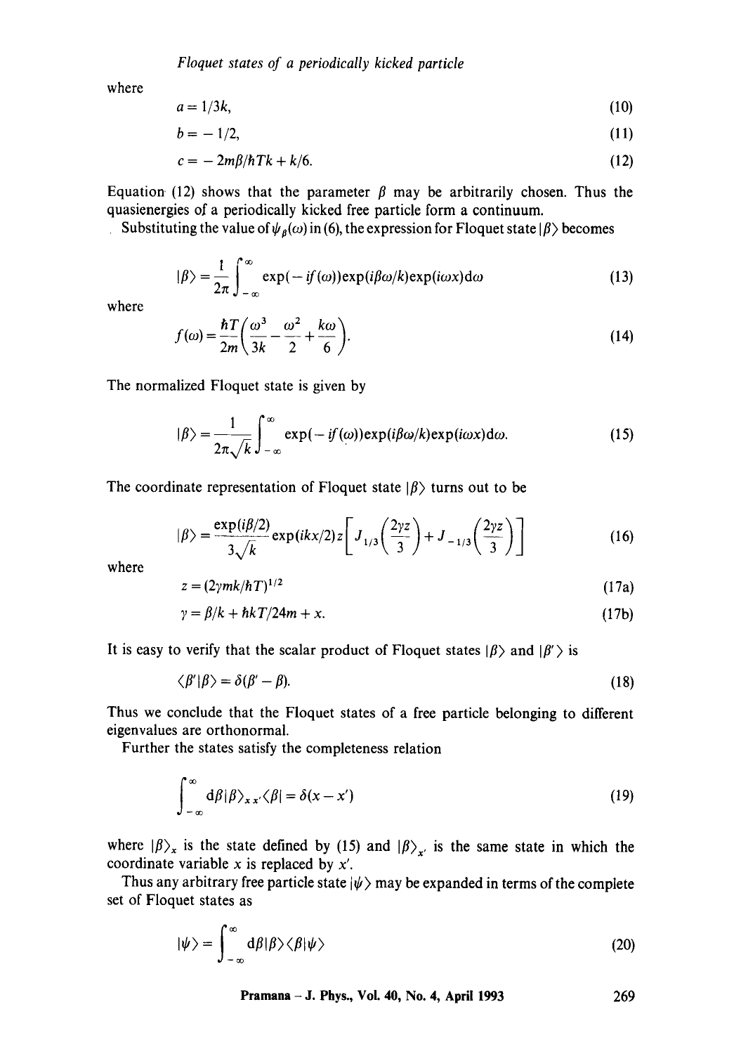where

$$a = 1/3k, \tag{10}$$

$$b = -1/2, \tag{11}$$

$$c = -2m\beta/\hbar Tk + k/6. \tag{12}$$

Equation (12) shows that the parameter $\beta$ may be arbitrarily chosen. Thus the quasienergies of a periodically kicked free particle form a continuum.

Substituting the value of $\psi_\beta(\omega)$ in (6), the expression for Floquet state $|\beta\rangle$ becomes

$$|\beta\rangle = \frac{1}{2\pi}\int_{-\infty}^{\infty} \exp(-if(\omega))\exp(i\beta\omega/k)\exp(i\omega x)\mathrm{d}\omega \tag{13}$$

where

$$f(\omega) = \frac{\hbar T}{2m}\left(\frac{\omega^3}{3k} - \frac{\omega^2}{2} + \frac{k\omega}{6}\right). \tag{14}$$

The normalized Floquet state is given by

$$|\beta\rangle = \frac{1}{2\pi\sqrt{k}}\int_{-\infty}^{\infty} \exp(-if(\omega))\exp(i\beta\omega/k)\exp(i\omega x)\mathrm{d}\omega. \tag{15}$$

The coordinate representation of Floquet state $|\beta\rangle$ turns out to be

$$|\beta\rangle = \frac{\exp(i\beta/2)}{3\sqrt{k}}\exp(ikx/2)z\left[J_{1/3}\left(\frac{2\gamma z}{3}\right) + J_{-1/3}\left(\frac{2\gamma z}{3}\right)\right] \tag{16}$$

where

$$z = (2\gamma mk/\hbar T)^{1/2} \tag{17a}$$

$$\gamma = \beta/k + \hbar kT/24m + x. \tag{17b}$$

It is easy to verify that the scalar product of Floquet states $|\beta\rangle$ and $|\beta'\rangle$ is

$$\langle\beta'|\beta\rangle = \delta(\beta' - \beta). \tag{18}$$

Thus we conclude that the Floquet states of a free particle belonging to different eigenvalues are orthonormal.

Further the states satisfy the completeness relation

$$\int_{-\infty}^{\infty} \mathrm{d}\beta|\beta\rangle_{x\,x'}\langle\beta| = \delta(x - x') \tag{19}$$

where $|\beta\rangle_x$ is the state defined by (15) and $|\beta\rangle_{x'}$ is the same state in which the coordinate variable $x$ is replaced by $x'$.

Thus any arbitrary free particle state $|\psi\rangle$ may be expanded in terms of the complete set of Floquet states as

$$|\psi\rangle = \int_{-\infty}^{\infty} \mathrm{d}\beta|\beta\rangle\langle\beta|\psi\rangle \tag{20}$$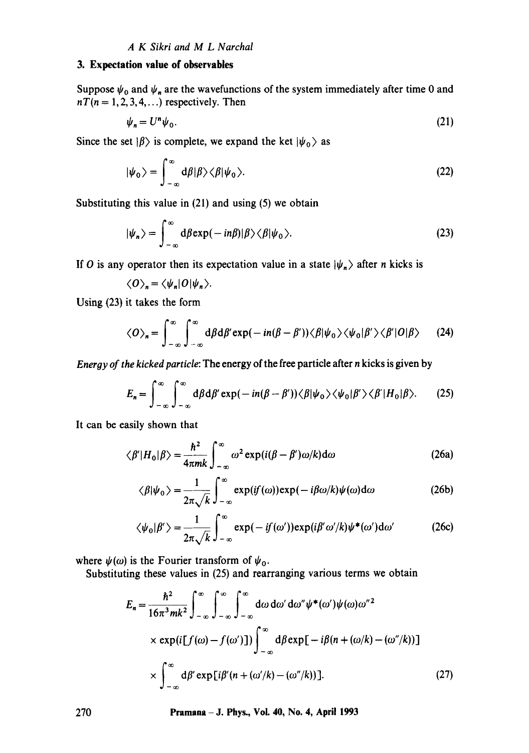## 3. Expectation value of observables

Suppose $\psi_0$ and $\psi_n$ are the wavefunctions of the system immediately after time 0 and $nT (n = 1, 2, 3, 4, \ldots)$ respectively. Then

$$\psi_n = U^n \psi_0. \tag{21}$$

Since the set $|\beta\rangle$ is complete, we expand the ket $|\psi_0\rangle$ as

$$|\psi_0\rangle = \int_{-\infty}^{\infty} \mathrm{d}\beta |\beta\rangle\langle\beta|\psi_0\rangle. \tag{22}$$

Substituting this value in (21) and using (5) we obtain

$$|\psi_n\rangle = \int_{-\infty}^{\infty} \mathrm{d}\beta \exp(-in\beta)|\beta\rangle\langle\beta|\psi_0\rangle. \tag{23}$$

If $O$ is any operator then its expectation value in a state $|\psi_n\rangle$ after $n$ kicks is

$$\langle O\rangle_n = \langle\psi_n|O|\psi_n\rangle.$$

Using (23) it takes the form

$$\langle O\rangle_n = \int_{-\infty}^{\infty}\int_{-\infty}^{\infty} \mathrm{d}\beta \mathrm{d}\beta' \exp(-in(\beta - \beta'))\langle\beta|\psi_0\rangle\langle\psi_0|\beta'\rangle\langle\beta'|O|\beta\rangle \tag{24}$$

*Energy of the kicked particle*: The energy of the free particle after $n$ kicks is given by

$$E_n = \int_{-\infty}^{\infty}\int_{-\infty}^{\infty} \mathrm{d}\beta \mathrm{d}\beta' \exp(-in(\beta - \beta'))\langle\beta|\psi_0\rangle\langle\psi_0|\beta'\rangle\langle\beta'|H_0|\beta\rangle. \tag{25}$$

It can be easily shown that

$$\langle\beta'|H_0|\beta\rangle = \frac{\hbar^2}{4\pi mk}\int_{-\infty}^{\infty} \omega^2 \exp(i(\beta - \beta')\omega/k)\mathrm{d}\omega \tag{26a}$$

$$\langle\beta|\psi_0\rangle = \frac{1}{2\pi\sqrt{k}}\int_{-\infty}^{\infty} \exp(if(\omega))\exp(-i\beta\omega/k)\psi(\omega)\mathrm{d}\omega \tag{26b}$$

$$\langle\psi_0|\beta'\rangle = \frac{1}{2\pi\sqrt{k}}\int_{-\infty}^{\infty} \exp(-if(\omega'))\exp(i\beta'\omega'/k)\psi^*(\omega')\mathrm{d}\omega' \tag{26c}$$

where $\psi(\omega)$ is the Fourier transform of $\psi_0$.

Substituting these values in (25) and rearranging various terms we obtain

$$\begin{aligned}
E_n = &\frac{\hbar^2}{16\pi^3 mk^2}\int_{-\infty}^{\infty}\int_{-\infty}^{\infty}\int_{-\infty}^{\infty} \mathrm{d}\omega \mathrm{d}\omega' \mathrm{d}\omega'' \psi^*(\omega')\psi(\omega)\omega''^2 \\
&\times \exp(i[f(\omega) - f(\omega')])\int_{-\infty}^{\infty} \mathrm{d}\beta \exp[-i\beta(n + (\omega/k) - (\omega''/k))] \\
&\times \int_{-\infty}^{\infty} \mathrm{d}\beta' \exp[i\beta'(n + (\omega'/k) - (\omega''/k))].
\end{aligned} \tag{27}$$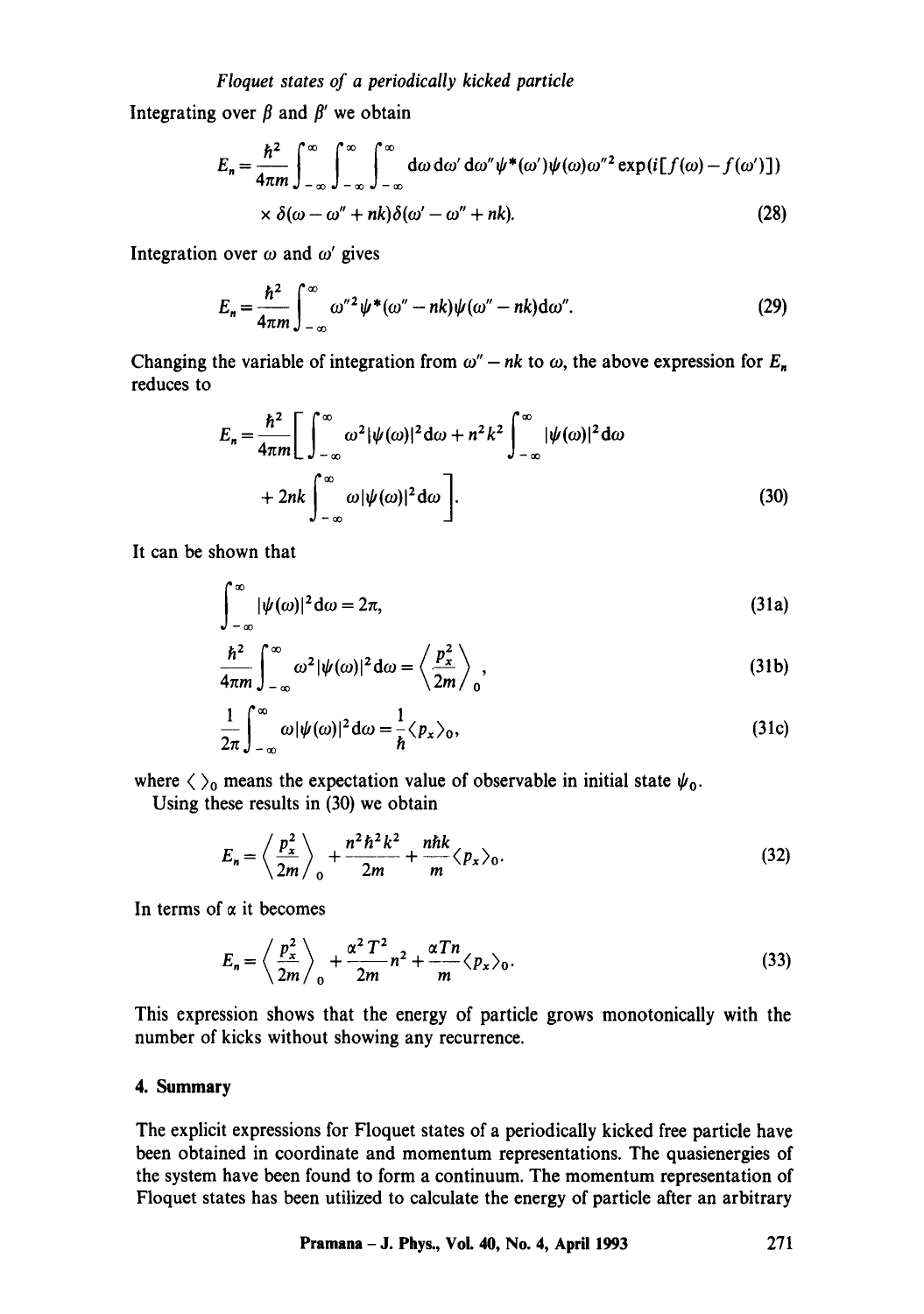Integrating over $\beta$ and $\beta'$ we obtain

$$E_n = \frac{\hbar^2}{4\pi m}\int_{-\infty}^{\infty}\int_{-\infty}^{\infty}\int_{-\infty}^{\infty} \mathrm{d}\omega\,\mathrm{d}\omega'\,\mathrm{d}\omega''\psi^*(\omega')\psi(\omega)\omega''^2 \exp(i[f(\omega)-f(\omega')])$$
$$\times\,\delta(\omega-\omega''+nk)\delta(\omega'-\omega''+nk). \tag{28}$$

Integration over $\omega$ and $\omega'$ gives

$$E_n = \frac{\hbar^2}{4\pi m}\int_{-\infty}^{\infty} \omega''^2\psi^*(\omega''-nk)\psi(\omega''-nk)\mathrm{d}\omega''. \tag{29}$$

Changing the variable of integration from $\omega''-nk$ to $\omega$, the above expression for $E_n$ reduces to

$$E_n = \frac{\hbar^2}{4\pi m}\left[\int_{-\infty}^{\infty}\omega^2|\psi(\omega)|^2\mathrm{d}\omega + n^2k^2\int_{-\infty}^{\infty}|\psi(\omega)|^2\mathrm{d}\omega + 2nk\int_{-\infty}^{\infty}\omega|\psi(\omega)|^2\mathrm{d}\omega\right]. \tag{30}$$

It can be shown that

$$\int_{-\infty}^{\infty}|\psi(\omega)|^2\mathrm{d}\omega = 2\pi, \tag{31a}$$

$$\frac{\hbar^2}{4\pi m}\int_{-\infty}^{\infty}\omega^2|\psi(\omega)|^2\mathrm{d}\omega = \left\langle\frac{p_x^2}{2m}\right\rangle_0, \tag{31b}$$

$$\frac{1}{2\pi}\int_{-\infty}^{\infty}\omega|\psi(\omega)|^2\mathrm{d}\omega = \frac{1}{\hbar}\langle p_x\rangle_0, \tag{31c}$$

where $\langle\,\rangle_0$ means the expectation value of observable in initial state $\psi_0$.

Using these results in (30) we obtain

$$E_n = \left\langle\frac{p_x^2}{2m}\right\rangle_0 + \frac{n^2\hbar^2k^2}{2m} + \frac{n\hbar k}{m}\langle p_x\rangle_0. \tag{32}$$

In terms of $\alpha$ it becomes

$$E_n = \left\langle\frac{p_x^2}{2m}\right\rangle_0 + \frac{\alpha^2T^2}{2m}n^2 + \frac{\alpha T n}{m}\langle p_x\rangle_0. \tag{33}$$

This expression shows that the energy of particle grows monotonically with the number of kicks without showing any recurrence.

## 4. Summary

The explicit expressions for Floquet states of a periodically kicked free particle have been obtained in coordinate and momentum representations. The quasienergies of the system have been found to form a continuum. The momentum representation of Floquet states has been utilized to calculate the energy of particle after an arbitrary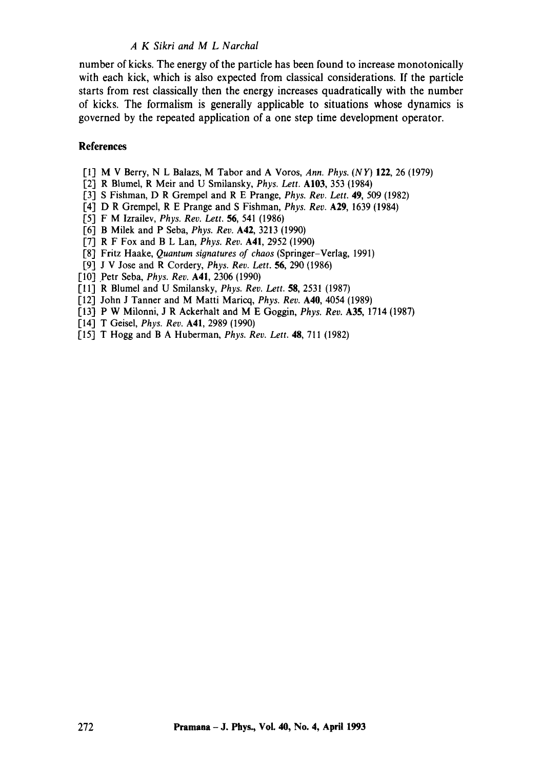number of kicks. The energy of the particle has been found to increase monotonically with each kick, which is also expected from classical considerations. If the particle starts from rest classically then the energy increases quadratically with the number of kicks. The formalism is generally applicable to situations whose dynamics is governed by the repeated application of a one step time development operator.

## References

[1] M V Berry, N L Balazs, M Tabor and A Voros, *Ann. Phys. (NY)* **122**, 26 (1979)
[2] R Blumel, R Meir and U Smilansky, *Phys. Lett.* **A103**, 353 (1984)
[3] S Fishman, D R Grempel and R E Prange, *Phys. Rev. Lett.* **49**, 509 (1982)
[4] D R Grempel, R E Prange and S Fishman, *Phys. Rev.* **A29**, 1639 (1984)
[5] F M Izrailev, *Phys. Rev. Lett.* **56**, 541 (1986)
[6] B Milek and P Seba, *Phys. Rev.* **A42**, 3213 (1990)
[7] R F Fox and B L Lan, *Phys. Rev.* **A41**, 2952 (1990)
[8] Fritz Haake, *Quantum signatures of chaos* (Springer–Verlag, 1991)
[9] J V Jose and R Cordery, *Phys. Rev. Lett.* **56**, 290 (1986)
[10] Petr Seba, *Phys. Rev.* **A41**, 2306 (1990)
[11] R Blumel and U Smilansky, *Phys. Rev. Lett.* **58**, 2531 (1987)
[12] John J Tanner and M Matti Maricq, *Phys. Rev.* **A40**, 4054 (1989)
[13] P W Milonni, J R Ackerhalt and M E Goggin, *Phys. Rev.* **A35**, 1714 (1987)
[14] T Geisel, *Phys. Rev.* **A41**, 2989 (1990)
[15] T Hogg and B A Huberman, *Phys. Rev. Lett.* **48**, 711 (1982)